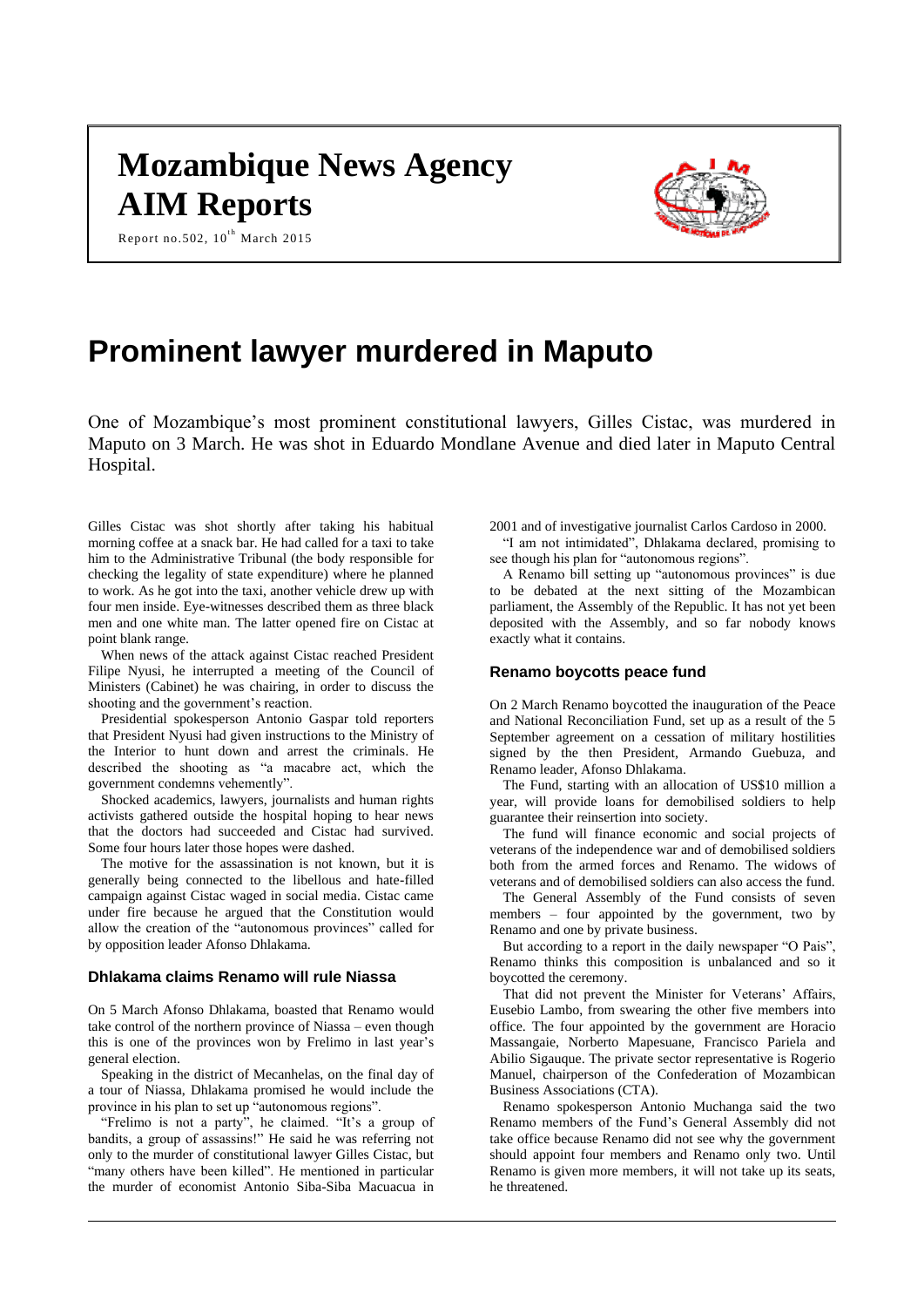# Mozambique News Agency
# AIM Reports

Report no.502, 10th March 2015

# Prominent lawyer murdered in Maputo

One of Mozambique's most prominent constitutional lawyers, Gilles Cistac, was murdered in Maputo on 3 March. He was shot in Eduardo Mondlane Avenue and died later in Maputo Central Hospital.

Gilles Cistac was shot shortly after taking his habitual morning coffee at a snack bar. He had called for a taxi to take him to the Administrative Tribunal (the body responsible for checking the legality of state expenditure) where he planned to work. As he got into the taxi, another vehicle drew up with four men inside. Eye-witnesses described them as three black men and one white man. The latter opened fire on Cistac at point blank range.

When news of the attack against Cistac reached President Filipe Nyusi, he interrupted a meeting of the Council of Ministers (Cabinet) he was chairing, in order to discuss the shooting and the government's reaction.

Presidential spokesperson Antonio Gaspar told reporters that President Nyusi had given instructions to the Ministry of the Interior to hunt down and arrest the criminals. He described the shooting as "a macabre act, which the government condemns vehemently".

Shocked academics, lawyers, journalists and human rights activists gathered outside the hospital hoping to hear news that the doctors had succeeded and Cistac had survived. Some four hours later those hopes were dashed.

The motive for the assassination is not known, but it is generally being connected to the libellous and hate-filled campaign against Cistac waged in social media. Cistac came under fire because he argued that the Constitution would allow the creation of the "autonomous provinces" called for by opposition leader Afonso Dhlakama.

### Dhlakama claims Renamo will rule Niassa

On 5 March Afonso Dhlakama, boasted that Renamo would take control of the northern province of Niassa – even though this is one of the provinces won by Frelimo in last year's general election.

Speaking in the district of Mecanhelas, on the final day of a tour of Niassa, Dhlakama promised he would include the province in his plan to set up "autonomous regions".

"Frelimo is not a party", he claimed. "It's a group of bandits, a group of assassins!" He said he was referring not only to the murder of constitutional lawyer Gilles Cistac, but "many others have been killed". He mentioned in particular the murder of economist Antonio Siba-Siba Macuacua in 2001 and of investigative journalist Carlos Cardoso in 2000.

"I am not intimidated", Dhlakama declared, promising to see though his plan for "autonomous regions".

A Renamo bill setting up "autonomous provinces" is due to be debated at the next sitting of the Mozambican parliament, the Assembly of the Republic. It has not yet been deposited with the Assembly, and so far nobody knows exactly what it contains.

### Renamo boycotts peace fund

On 2 March Renamo boycotted the inauguration of the Peace and National Reconciliation Fund, set up as a result of the 5 September agreement on a cessation of military hostilities signed by the then President, Armando Guebuza, and Renamo leader, Afonso Dhlakama.

The Fund, starting with an allocation of US$10 million a year, will provide loans for demobilised soldiers to help guarantee their reinsertion into society.

The fund will finance economic and social projects of veterans of the independence war and of demobilised soldiers both from the armed forces and Renamo. The widows of veterans and of demobilised soldiers can also access the fund.

The General Assembly of the Fund consists of seven members – four appointed by the government, two by Renamo and one by private business.

But according to a report in the daily newspaper "O Pais", Renamo thinks this composition is unbalanced and so it boycotted the ceremony.

That did not prevent the Minister for Veterans' Affairs, Eusebio Lambo, from swearing the other five members into office. The four appointed by the government are Horacio Massangaie, Norberto Mapesuane, Francisco Pariela and Abilio Sigauque. The private sector representative is Rogerio Manuel, chairperson of the Confederation of Mozambican Business Associations (CTA).

Renamo spokesperson Antonio Muchanga said the two Renamo members of the Fund's General Assembly did not take office because Renamo did not see why the government should appoint four members and Renamo only two. Until Renamo is given more members, it will not take up its seats, he threatened.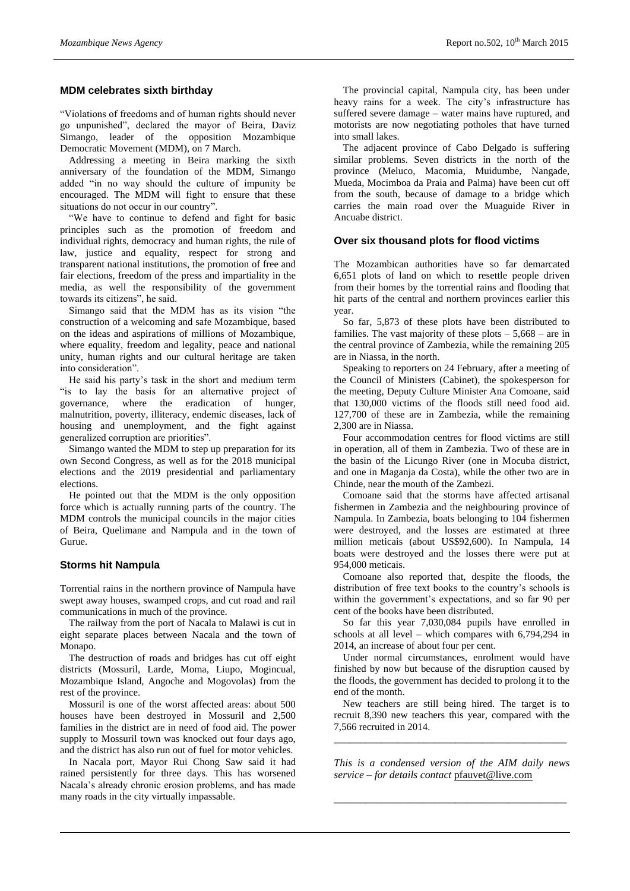## MDM celebrates sixth birthday

"Violations of freedoms and of human rights should never go unpunished", declared the mayor of Beira, Daviz Simango, leader of the opposition Mozambique Democratic Movement (MDM), on 7 March.

Addressing a meeting in Beira marking the sixth anniversary of the foundation of the MDM, Simango added "in no way should the culture of impunity be encouraged. The MDM will fight to ensure that these situations do not occur in our country".

"We have to continue to defend and fight for basic principles such as the promotion of freedom and individual rights, democracy and human rights, the rule of law, justice and equality, respect for strong and transparent national institutions, the promotion of free and fair elections, freedom of the press and impartiality in the media, as well the responsibility of the government towards its citizens", he said.

Simango said that the MDM has as its vision "the construction of a welcoming and safe Mozambique, based on the ideas and aspirations of millions of Mozambique, where equality, freedom and legality, peace and national unity, human rights and our cultural heritage are taken into consideration".

He said his party's task in the short and medium term "is to lay the basis for an alternative project of governance, where the eradication of hunger, malnutrition, poverty, illiteracy, endemic diseases, lack of housing and unemployment, and the fight against generalized corruption are priorities".

Simango wanted the MDM to step up preparation for its own Second Congress, as well as for the 2018 municipal elections and the 2019 presidential and parliamentary elections.

He pointed out that the MDM is the only opposition force which is actually running parts of the country. The MDM controls the municipal councils in the major cities of Beira, Quelimane and Nampula and in the town of Gurue.

## Storms hit Nampula

Torrential rains in the northern province of Nampula have swept away houses, swamped crops, and cut road and rail communications in much of the province.

The railway from the port of Nacala to Malawi is cut in eight separate places between Nacala and the town of Monapo.

The destruction of roads and bridges has cut off eight districts (Mossuril, Larde, Moma, Liupo, Mogincual, Mozambique Island, Angoche and Mogovolas) from the rest of the province.

Mossuril is one of the worst affected areas: about 500 houses have been destroyed in Mossuril and 2,500 families in the district are in need of food aid. The power supply to Mossuril town was knocked out four days ago, and the district has also run out of fuel for motor vehicles.

In Nacala port, Mayor Rui Chong Saw said it had rained persistently for three days. This has worsened Nacala's already chronic erosion problems, and has made many roads in the city virtually impassable.

The provincial capital, Nampula city, has been under heavy rains for a week. The city's infrastructure has suffered severe damage – water mains have ruptured, and motorists are now negotiating potholes that have turned into small lakes.

The adjacent province of Cabo Delgado is suffering similar problems. Seven districts in the north of the province (Meluco, Macomia, Muidumbe, Nangade, Mueda, Mocimboa da Praia and Palma) have been cut off from the south, because of damage to a bridge which carries the main road over the Muaguide River in Ancuabe district.

## Over six thousand plots for flood victims

The Mozambican authorities have so far demarcated 6,651 plots of land on which to resettle people driven from their homes by the torrential rains and flooding that hit parts of the central and northern provinces earlier this year.

So far, 5,873 of these plots have been distributed to families. The vast majority of these plots – 5,668 – are in the central province of Zambezia, while the remaining 205 are in Niassa, in the north.

Speaking to reporters on 24 February, after a meeting of the Council of Ministers (Cabinet), the spokesperson for the meeting, Deputy Culture Minister Ana Comoane, said that 130,000 victims of the floods still need food aid. 127,700 of these are in Zambezia, while the remaining 2,300 are in Niassa.

Four accommodation centres for flood victims are still in operation, all of them in Zambezia. Two of these are in the basin of the Licungo River (one in Mocuba district, and one in Maganja da Costa), while the other two are in Chinde, near the mouth of the Zambezi.

Comoane said that the storms have affected artisanal fishermen in Zambezia and the neighbouring province of Nampula. In Zambezia, boats belonging to 104 fishermen were destroyed, and the losses are estimated at three million meticais (about US$92,600). In Nampula, 14 boats were destroyed and the losses there were put at 954,000 meticais.

Comoane also reported that, despite the floods, the distribution of free text books to the country's schools is within the government's expectations, and so far 90 per cent of the books have been distributed.

So far this year 7,030,084 pupils have enrolled in schools at all level – which compares with 6,794,294 in 2014, an increase of about four per cent.

Under normal circumstances, enrolment would have finished by now but because of the disruption caused by the floods, the government has decided to prolong it to the end of the month.

New teachers are still being hired. The target is to recruit 8,390 new teachers this year, compared with the 7,566 recruited in 2014.

---

*This is a condensed version of the AIM daily news service – for details contact* pfauvet@live.com

---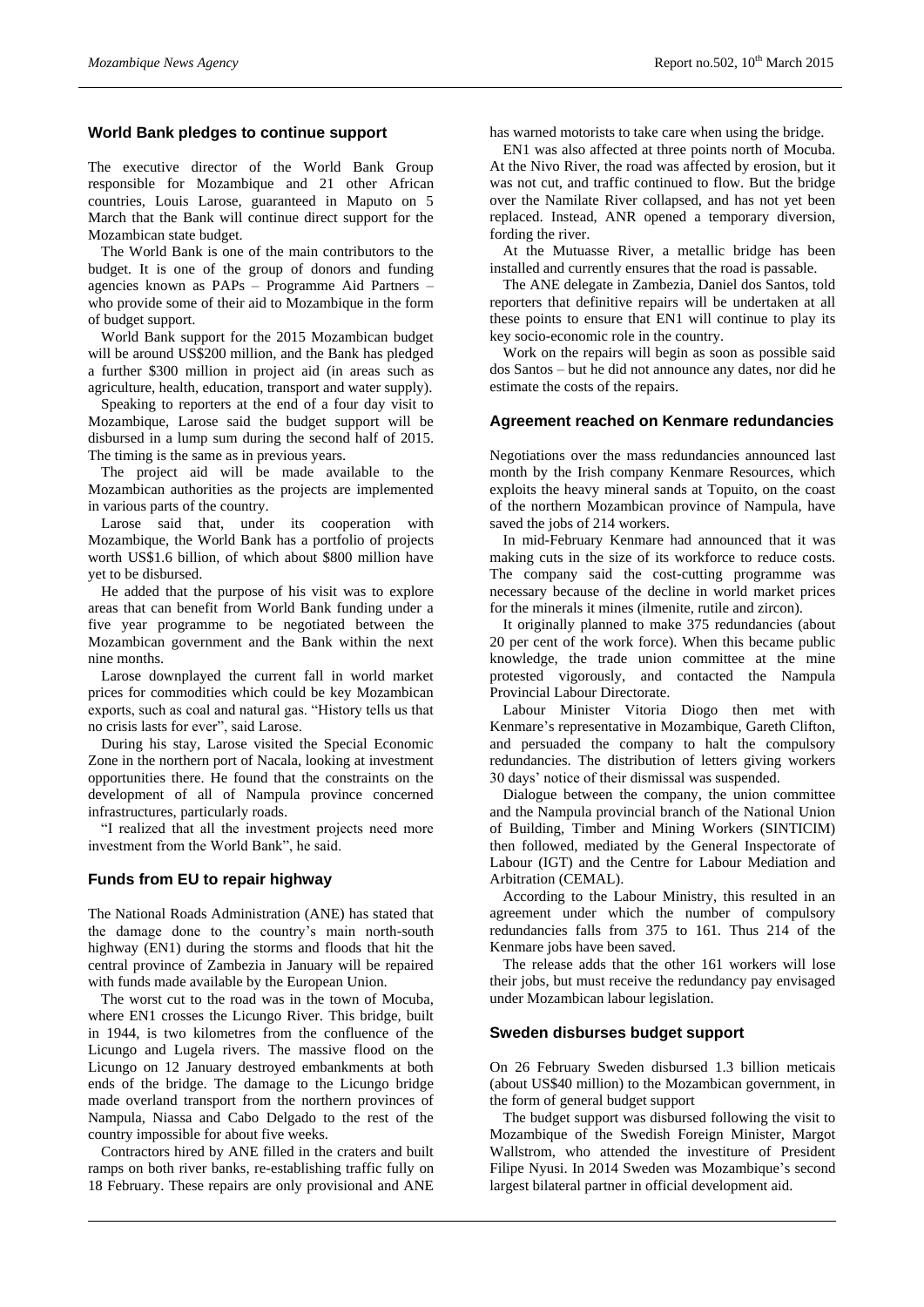## World Bank pledges to continue support

The executive director of the World Bank Group responsible for Mozambique and 21 other African countries, Louis Larose, guaranteed in Maputo on 5 March that the Bank will continue direct support for the Mozambican state budget.

The World Bank is one of the main contributors to the budget. It is one of the group of donors and funding agencies known as PAPs – Programme Aid Partners – who provide some of their aid to Mozambique in the form of budget support.

World Bank support for the 2015 Mozambican budget will be around US$200 million, and the Bank has pledged a further $300 million in project aid (in areas such as agriculture, health, education, transport and water supply).

Speaking to reporters at the end of a four day visit to Mozambique, Larose said the budget support will be disbursed in a lump sum during the second half of 2015. The timing is the same as in previous years.

The project aid will be made available to the Mozambican authorities as the projects are implemented in various parts of the country.

Larose said that, under its cooperation with Mozambique, the World Bank has a portfolio of projects worth US$1.6 billion, of which about $800 million have yet to be disbursed.

He added that the purpose of his visit was to explore areas that can benefit from World Bank funding under a five year programme to be negotiated between the Mozambican government and the Bank within the next nine months.

Larose downplayed the current fall in world market prices for commodities which could be key Mozambican exports, such as coal and natural gas. "History tells us that no crisis lasts for ever", said Larose.

During his stay, Larose visited the Special Economic Zone in the northern port of Nacala, looking at investment opportunities there. He found that the constraints on the development of all of Nampula province concerned infrastructures, particularly roads.

"I realized that all the investment projects need more investment from the World Bank", he said.

## Funds from EU to repair highway

The National Roads Administration (ANE) has stated that the damage done to the country's main north-south highway (EN1) during the storms and floods that hit the central province of Zambezia in January will be repaired with funds made available by the European Union.

The worst cut to the road was in the town of Mocuba, where EN1 crosses the Licungo River. This bridge, built in 1944, is two kilometres from the confluence of the Licungo and Lugela rivers. The massive flood on the Licungo on 12 January destroyed embankments at both ends of the bridge. The damage to the Licungo bridge made overland transport from the northern provinces of Nampula, Niassa and Cabo Delgado to the rest of the country impossible for about five weeks.

Contractors hired by ANE filled in the craters and built ramps on both river banks, re-establishing traffic fully on 18 February. These repairs are only provisional and ANE has warned motorists to take care when using the bridge.

EN1 was also affected at three points north of Mocuba. At the Nivo River, the road was affected by erosion, but it was not cut, and traffic continued to flow. But the bridge over the Namilate River collapsed, and has not yet been replaced. Instead, ANR opened a temporary diversion, fording the river.

At the Mutuasse River, a metallic bridge has been installed and currently ensures that the road is passable.

The ANE delegate in Zambezia, Daniel dos Santos, told reporters that definitive repairs will be undertaken at all these points to ensure that EN1 will continue to play its key socio-economic role in the country.

Work on the repairs will begin as soon as possible said dos Santos – but he did not announce any dates, nor did he estimate the costs of the repairs.

## Agreement reached on Kenmare redundancies

Negotiations over the mass redundancies announced last month by the Irish company Kenmare Resources, which exploits the heavy mineral sands at Topuito, on the coast of the northern Mozambican province of Nampula, have saved the jobs of 214 workers.

In mid-February Kenmare had announced that it was making cuts in the size of its workforce to reduce costs. The company said the cost-cutting programme was necessary because of the decline in world market prices for the minerals it mines (ilmenite, rutile and zircon).

It originally planned to make 375 redundancies (about 20 per cent of the work force). When this became public knowledge, the trade union committee at the mine protested vigorously, and contacted the Nampula Provincial Labour Directorate.

Labour Minister Vitoria Diogo then met with Kenmare's representative in Mozambique, Gareth Clifton, and persuaded the company to halt the compulsory redundancies. The distribution of letters giving workers 30 days' notice of their dismissal was suspended.

Dialogue between the company, the union committee and the Nampula provincial branch of the National Union of Building, Timber and Mining Workers (SINTICIM) then followed, mediated by the General Inspectorate of Labour (IGT) and the Centre for Labour Mediation and Arbitration (CEMAL).

According to the Labour Ministry, this resulted in an agreement under which the number of compulsory redundancies falls from 375 to 161. Thus 214 of the Kenmare jobs have been saved.

The release adds that the other 161 workers will lose their jobs, but must receive the redundancy pay envisaged under Mozambican labour legislation.

## Sweden disburses budget support

On 26 February Sweden disbursed 1.3 billion meticais (about US$40 million) to the Mozambican government, in the form of general budget support

The budget support was disbursed following the visit to Mozambique of the Swedish Foreign Minister, Margot Wallstrom, who attended the investiture of President Filipe Nyusi. In 2014 Sweden was Mozambique's second largest bilateral partner in official development aid.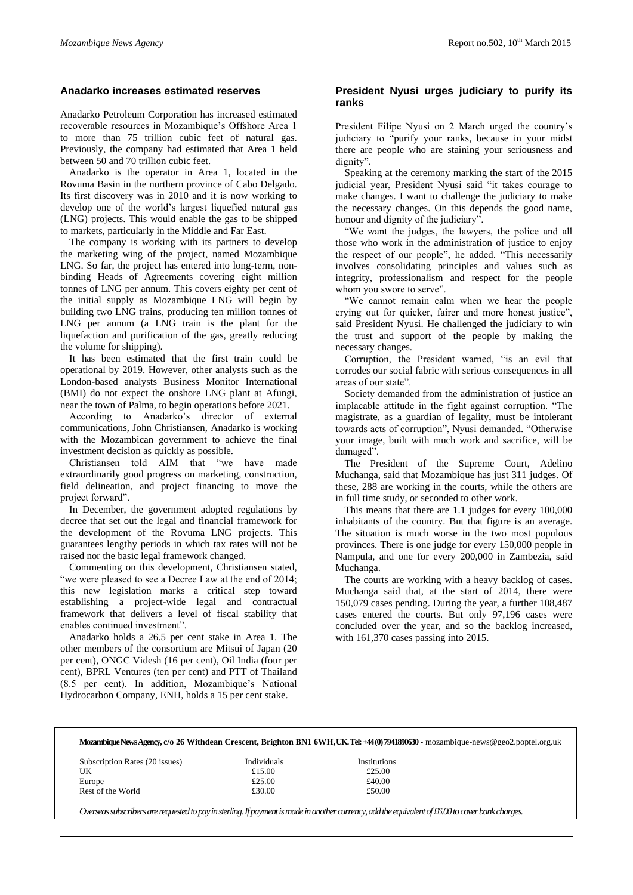## Anadarko increases estimated reserves

Anadarko Petroleum Corporation has increased estimated recoverable resources in Mozambique's Offshore Area 1 to more than 75 trillion cubic feet of natural gas. Previously, the company had estimated that Area 1 held between 50 and 70 trillion cubic feet.

Anadarko is the operator in Area 1, located in the Rovuma Basin in the northern province of Cabo Delgado. Its first discovery was in 2010 and it is now working to develop one of the world's largest liquefied natural gas (LNG) projects. This would enable the gas to be shipped to markets, particularly in the Middle and Far East.

The company is working with its partners to develop the marketing wing of the project, named Mozambique LNG. So far, the project has entered into long-term, non-binding Heads of Agreements covering eight million tonnes of LNG per annum. This covers eighty per cent of the initial supply as Mozambique LNG will begin by building two LNG trains, producing ten million tonnes of LNG per annum (a LNG train is the plant for the liquefaction and purification of the gas, greatly reducing the volume for shipping).

It has been estimated that the first train could be operational by 2019. However, other analysts such as the London-based analysts Business Monitor International (BMI) do not expect the onshore LNG plant at Afungi, near the town of Palma, to begin operations before 2021.

According to Anadarko's director of external communications, John Christiansen, Anadarko is working with the Mozambican government to achieve the final investment decision as quickly as possible.

Christiansen told AIM that "we have made extraordinarily good progress on marketing, construction, field delineation, and project financing to move the project forward".

In December, the government adopted regulations by decree that set out the legal and financial framework for the development of the Rovuma LNG projects. This guarantees lengthy periods in which tax rates will not be raised nor the basic legal framework changed.

Commenting on this development, Christiansen stated, "we were pleased to see a Decree Law at the end of 2014; this new legislation marks a critical step toward establishing a project-wide legal and contractual framework that delivers a level of fiscal stability that enables continued investment".

Anadarko holds a 26.5 per cent stake in Area 1. The other members of the consortium are Mitsui of Japan (20 per cent), ONGC Videsh (16 per cent), Oil India (four per cent), BPRL Ventures (ten per cent) and PTT of Thailand (8.5 per cent). In addition, Mozambique's National Hydrocarbon Company, ENH, holds a 15 per cent stake.

## President Nyusi urges judiciary to purify its ranks

President Filipe Nyusi on 2 March urged the country's judiciary to "purify your ranks, because in your midst there are people who are staining your seriousness and dignity".

Speaking at the ceremony marking the start of the 2015 judicial year, President Nyusi said "it takes courage to make changes. I want to challenge the judiciary to make the necessary changes. On this depends the good name, honour and dignity of the judiciary".

"We want the judges, the lawyers, the police and all those who work in the administration of justice to enjoy the respect of our people", he added. "This necessarily involves consolidating principles and values such as integrity, professionalism and respect for the people whom you swore to serve".

"We cannot remain calm when we hear the people crying out for quicker, fairer and more honest justice", said President Nyusi. He challenged the judiciary to win the trust and support of the people by making the necessary changes.

Corruption, the President warned, "is an evil that corrodes our social fabric with serious consequences in all areas of our state".

Society demanded from the administration of justice an implacable attitude in the fight against corruption. "The magistrate, as a guardian of legality, must be intolerant towards acts of corruption", Nyusi demanded. "Otherwise your image, built with much work and sacrifice, will be damaged".

The President of the Supreme Court, Adelino Muchanga, said that Mozambique has just 311 judges. Of these, 288 are working in the courts, while the others are in full time study, or seconded to other work.

This means that there are 1.1 judges for every 100,000 inhabitants of the country. But that figure is an average. The situation is much worse in the two most populous provinces. There is one judge for every 150,000 people in Nampula, and one for every 200,000 in Zambezia, said Muchanga.

The courts are working with a heavy backlog of cases. Muchanga said that, at the start of 2014, there were 150,079 cases pending. During the year, a further 108,487 cases entered the courts. But only 97,196 cases were concluded over the year, and so the backlog increased, with 161,370 cases passing into 2015.

**Mozambique News Agency, c/o 26 Withdean Crescent, Brighton BN1 6WH, UK. Tel: +44 (0) 7941890630 -** mozambique-news@geo2.poptel.org.uk

| Subscription Rates (20 issues) | Individuals | Institutions |
|---|---|---|
| UK | £15.00 | £25.00 |
| Europe | £25.00 | £40.00 |
| Rest of the World | £30.00 | £50.00 |

*Overseas subscribers are requested to pay in sterling. If payment is made in another currency, add the equivalent of £6.00 to cover bank charges.*